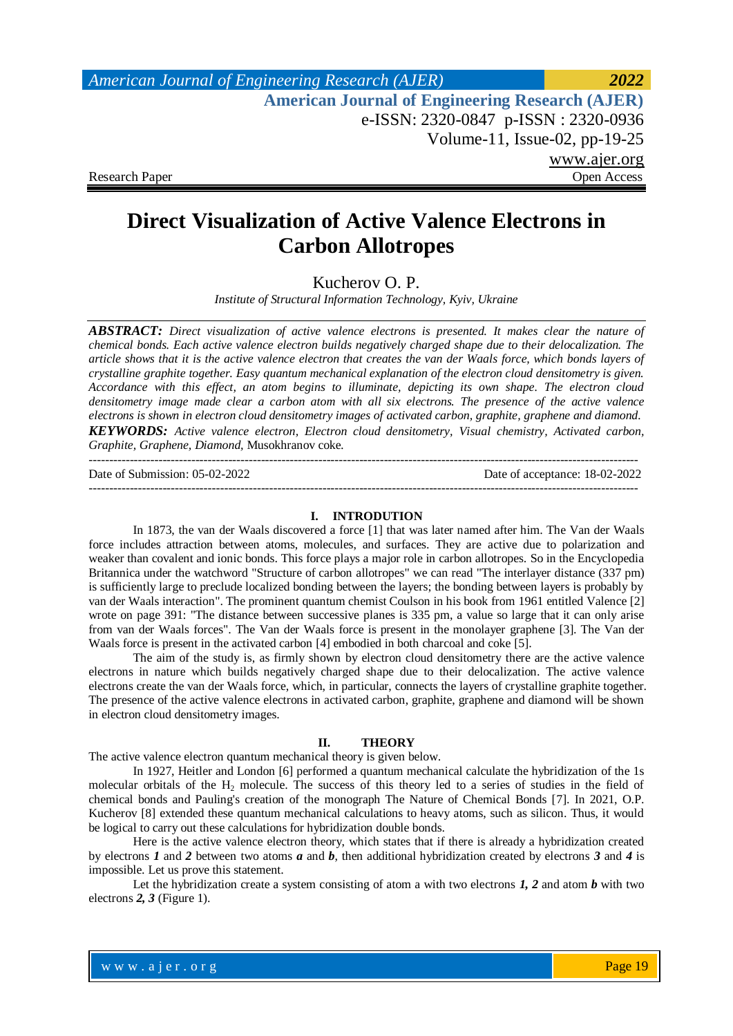Research Paper | Open Access

# Direct Visualization of Active Valence Electrons in Carbon Allotropes

Kucherov O. P.

*Institute of Structural Information Technology, Kyiv, Ukraine*

***ABSTRACT:*** *Direct visualization of active valence electrons is presented. It makes clear the nature of chemical bonds. Each active valence electron builds negatively charged shape due to their delocalization. The article shows that it is the active valence electron that creates the van der Waals force, which bonds layers of crystalline graphite together. Easy quantum mechanical explanation of the electron cloud densitometry is given. Accordance with this effect, an atom begins to illuminate, depicting its own shape. The electron cloud densitometry image made clear a carbon atom with all six electrons. The presence of the active valence electrons is shown in electron cloud densitometry images of activated carbon, graphite, graphene and diamond.*

***KEYWORDS:*** *Active valence electron, Electron cloud densitometry, Visual chemistry, Activated carbon, Graphite, Graphene, Diamond,* Musokhranov coke.

---

Date of Submission: 05-02-2022 | Date of acceptance: 18-02-2022

---

## I. INTRODUTION

In 1873, the van der Waals discovered a force [1] that was later named after him. The Van der Waals force includes attraction between atoms, molecules, and surfaces. They are active due to polarization and weaker than covalent and ionic bonds. This force plays a major role in carbon allotropes. So in the Encyclopedia Britannica under the watchword "Structure of carbon allotropes" we can read "The interlayer distance (337 pm) is sufficiently large to preclude localized bonding between the layers; the bonding between layers is probably by van der Waals interaction". The prominent quantum chemist Coulson in his book from 1961 entitled Valence [2] wrote on page 391: "The distance between successive planes is 335 pm, a value so large that it can only arise from van der Waals forces". The Van der Waals force is present in the monolayer graphene [3]. The Van der Waals force is present in the activated carbon [4] embodied in both charcoal and coke [5].

The aim of the study is, as firmly shown by electron cloud densitometry there are the active valence electrons in nature which builds negatively charged shape due to their delocalization. The active valence electrons create the van der Waals force, which, in particular, connects the layers of crystalline graphite together. The presence of the active valence electrons in activated carbon, graphite, graphene and diamond will be shown in electron cloud densitometry images.

## II. THEORY

The active valence electron quantum mechanical theory is given below.

In 1927, Heitler and London [6] performed a quantum mechanical calculate the hybridization of the 1s molecular orbitals of the $H_2$ molecule. The success of this theory led to a series of studies in the field of chemical bonds and Pauling's creation of the monograph The Nature of Chemical Bonds [7]. In 2021, O.P. Kucherov [8] extended these quantum mechanical calculations to heavy atoms, such as silicon. Thus, it would be logical to carry out these calculations for hybridization double bonds.

Here is the active valence electron theory, which states that if there is already a hybridization created by electrons ***1*** and ***2*** between two atoms ***a*** and ***b***, then additional hybridization created by electrons ***3*** and ***4*** is impossible. Let us prove this statement.

Let the hybridization create a system consisting of atom a with two electrons ***1, 2*** and atom ***b*** with two electrons ***2, 3*** (Figure 1).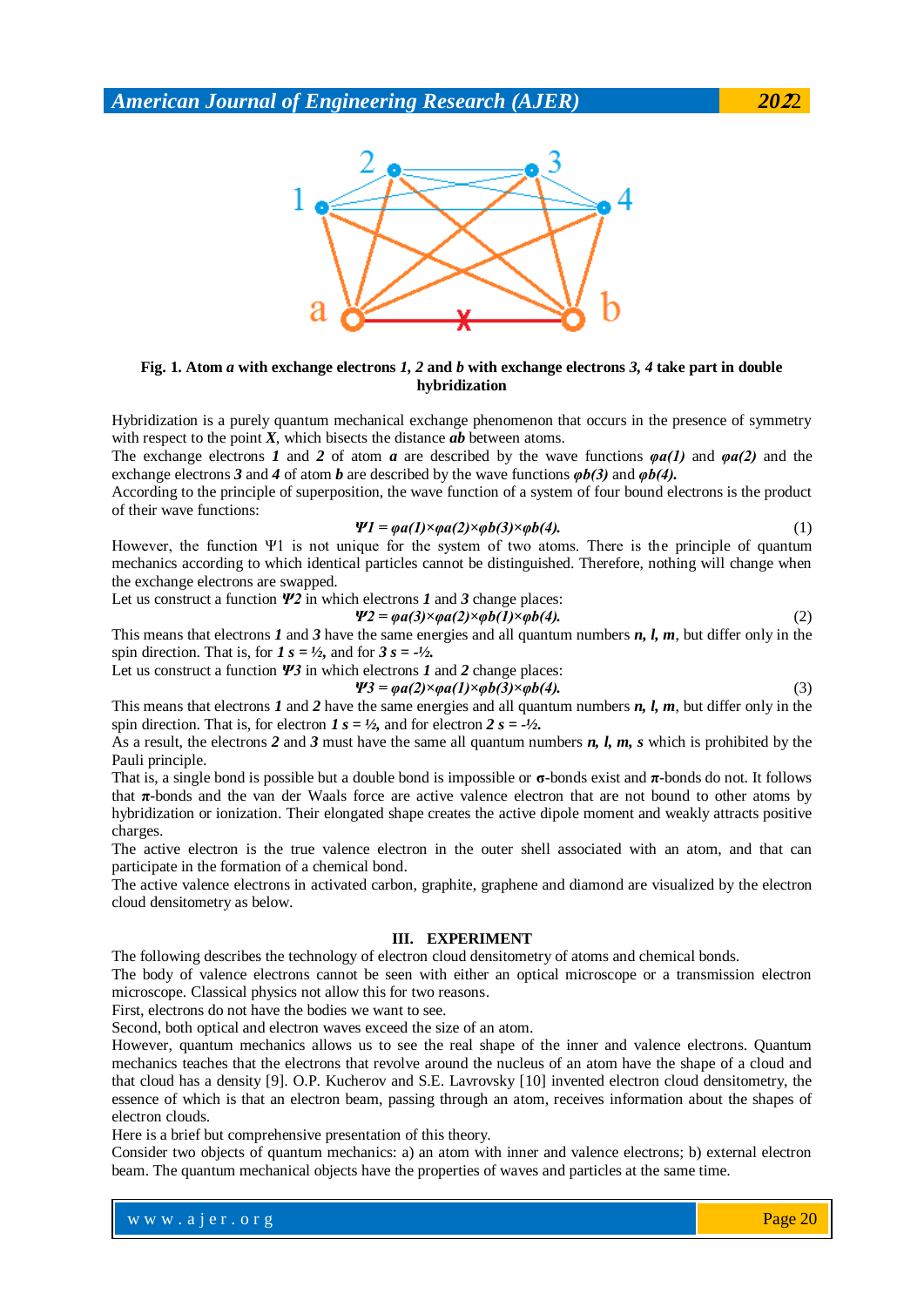**Fig. 1. Atom *a* with exchange electrons *1*, *2* and *b* with exchange electrons *3*, *4* take part in double hybridization**

Hybridization is a purely quantum mechanical exchange phenomenon that occurs in the presence of symmetry with respect to the point ***X***, which bisects the distance ***ab*** between atoms.

The exchange electrons ***1*** and ***2*** of atom ***a*** are described by the wave functions $\varphi a(1)$ and $\varphi a(2)$ and the exchange electrons ***3*** and ***4*** of atom ***b*** are described by the wave functions $\varphi b(3)$ and $\varphi b(4)$.

According to the principle of superposition, the wave function of a system of four bound electrons is the product of their wave functions:

$$\Psi 1 = \varphi a(1)\times\varphi a(2)\times\varphi b(3)\times\varphi b(4). \quad (1)$$

However, the function Ψ1 is not unique for the system of two atoms. There is the principle of quantum mechanics according to which identical particles cannot be distinguished. Therefore, nothing will change when the exchange electrons are swapped.

Let us construct a function ***Ψ2*** in which electrons ***1*** and ***3*** change places:

$$\Psi 2 = \varphi a(3)\times\varphi a(2)\times\varphi b(1)\times\varphi b(4). \quad (2)$$

This means that electrons ***1*** and ***3*** have the same energies and all quantum numbers ***n, l, m***, but differ only in the spin direction. That is, for $1\ s = ½$, and for $3\ s = -½$.

Let us construct a function ***Ψ3*** in which electrons ***1*** and ***2*** change places:

$$\Psi 3 = \varphi a(2)\times\varphi a(1)\times\varphi b(3)\times\varphi b(4). \quad (3)$$

This means that electrons ***1*** and ***2*** have the same energies and all quantum numbers ***n, l, m***, but differ only in the spin direction. That is, for electron $1\ s = ½$, and for electron $2\ s = -½$.

As a result, the electrons ***2*** and ***3*** must have the same all quantum numbers ***n, l, m, s*** which is prohibited by the Pauli principle.

That is, a single bond is possible but a double bond is impossible or **σ**-bonds exist and ***π***-bonds do not. It follows that ***π***-bonds and the van der Waals force are active valence electron that are not bound to other atoms by hybridization or ionization. Their elongated shape creates the active dipole moment and weakly attracts positive charges.

The active electron is the true valence electron in the outer shell associated with an atom, and that can participate in the formation of a chemical bond.

The active valence electrons in activated carbon, graphite, graphene and diamond are visualized by the electron cloud densitometry as below.

## III. EXPERIMENT

The following describes the technology of electron cloud densitometry of atoms and chemical bonds.

The body of valence electrons cannot be seen with either an optical microscope or a transmission electron microscope. Classical physics not allow this for two reasons.

First, electrons do not have the bodies we want to see.

Second, both optical and electron waves exceed the size of an atom.

However, quantum mechanics allows us to see the real shape of the inner and valence electrons. Quantum mechanics teaches that the electrons that revolve around the nucleus of an atom have the shape of a cloud and that cloud has a density [9]. O.P. Kucherov and S.E. Lavrovsky [10] invented electron cloud densitometry, the essence of which is that an electron beam, passing through an atom, receives information about the shapes of electron clouds.

Here is a brief but comprehensive presentation of this theory.

Consider two objects of quantum mechanics: a) an atom with inner and valence electrons; b) external electron beam. The quantum mechanical objects have the properties of waves and particles at the same time.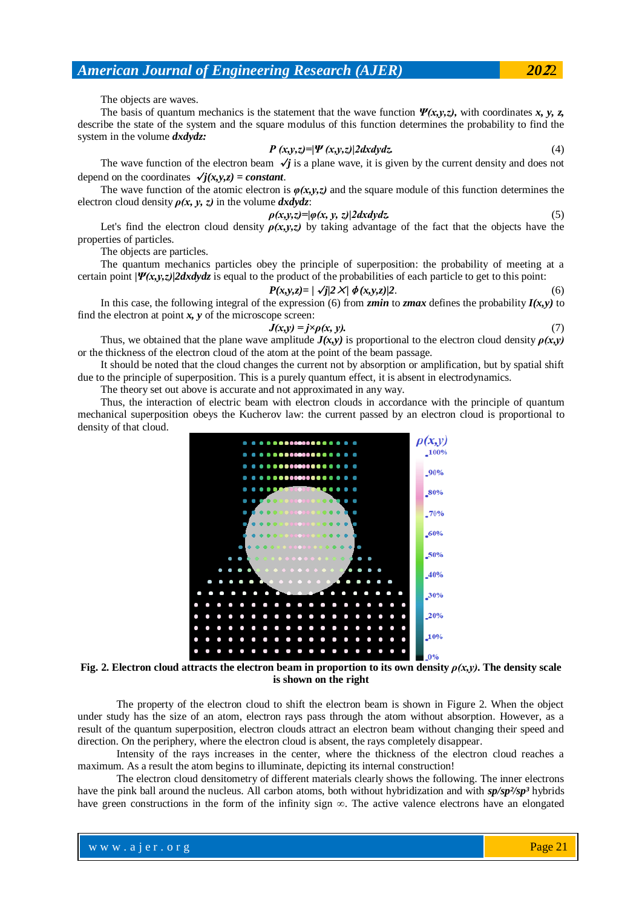The objects are waves.

The basis of quantum mechanics is the statement that the wave function $\Psi(x,y,z)$, with coordinates $x, y, z$, describe the state of the system and the square modulus of this function determines the probability to find the system in the volume $dxdydz$:

$$P(x,y,z)=|\Psi(x,y,z)|2dxdydz. \tag{4}$$

The wave function of the electron beam $\sqrt{j}$ is a plane wave, it is given by the current density and does not depend on the coordinates $\sqrt{j(x,y,z)} = constant$.

The wave function of the atomic electron is $\varphi(x,y,z)$ and the square module of this function determines the electron cloud density $\rho(x, y, z)$ in the volume $dxdydz$:

$$\rho(x,y,z)=|\varphi(x, y, z)|2dxdydz. \tag{5}$$

Let's find the electron cloud density $\rho(x,y,z)$ by taking advantage of the fact that the objects have the properties of particles.

The objects are particles.

The quantum mechanics particles obey the principle of superposition: the probability of meeting at a certain point $|\Psi(x,y,z)|2dxdydz$ is equal to the product of the probabilities of each particle to get to this point:

$$P(x,y,z)= |\sqrt{j}|2\times|\phi(x,y,z)|2. \tag{6}$$

In this case, the following integral of the expression (6) from $zmin$ to $zmax$ defines the probability $I(x,y)$ to find the electron at point $x, y$ of the microscope screen:

$$J(x,y) = j\times\rho(x, y). \tag{7}$$

Thus, we obtained that the plane wave amplitude $J(x,y)$ is proportional to the electron cloud density $\rho(x,y)$ or the thickness of the electron cloud of the atom at the point of the beam passage.

It should be noted that the cloud changes the current not by absorption or amplification, but by spatial shift due to the principle of superposition. This is a purely quantum effect, it is absent in electrodynamics.

The theory set out above is accurate and not approximated in any way.

Thus, the interaction of electric beam with electron clouds in accordance with the principle of quantum mechanical superposition obeys the Kucherov law: the current passed by an electron cloud is proportional to density of that cloud.

**Fig. 2. Electron cloud attracts the electron beam in proportion to its own density $\rho(x,y)$. The density scale is shown on the right**

The property of the electron cloud to shift the electron beam is shown in Figure 2. When the object under study has the size of an atom, electron rays pass through the atom without absorption. However, as a result of the quantum superposition, electron clouds attract an electron beam without changing their speed and direction. On the periphery, where the electron cloud is absent, the rays completely disappear.

Intensity of the rays increases in the center, where the thickness of the electron cloud reaches a maximum. As a result the atom begins to illuminate, depicting its internal construction!

The electron cloud densitometry of different materials clearly shows the following. The inner electrons have the pink ball around the nucleus. All carbon atoms, both without hybridization and with $sp/sp^2/sp^3$ hybrids have green constructions in the form of the infinity sign ∞. The active valence electrons have an elongated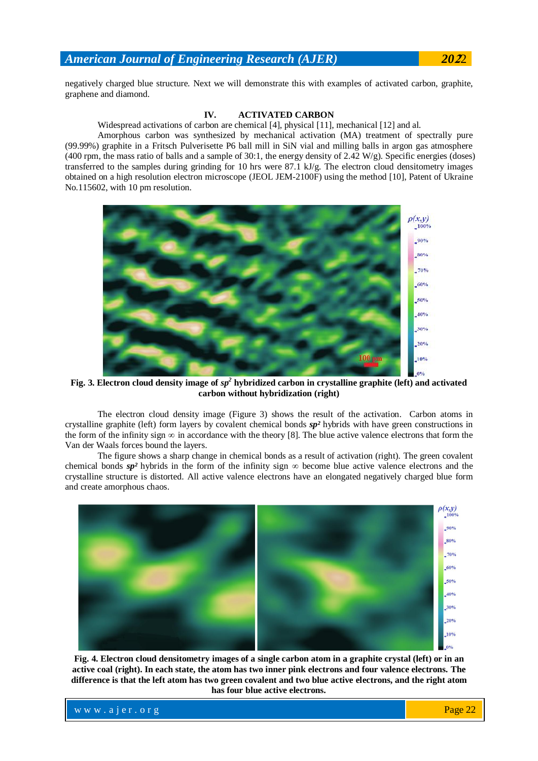negatively charged blue structure. Next we will demonstrate this with examples of activated carbon, graphite, graphene and diamond.

## IV. ACTIVATED CARBON

Widespread activations of carbon are chemical [4], physical [11], mechanical [12] and al.

Amorphous carbon was synthesized by mechanical activation (MA) treatment of spectrally pure (99.99%) graphite in a Fritsch Pulverisette P6 ball mill in SiN vial and milling balls in argon gas atmosphere (400 rpm, the mass ratio of balls and a sample of 30:1, the energy density of 2.42 W/g). Specific energies (doses) transferred to the samples during grinding for 10 hrs were 87.1 kJ/g. The electron cloud densitometry images obtained on a high resolution electron microscope (JEOL JEM-2100F) using the method [10], Patent of Ukraine No.115602, with 10 pm resolution.

**Fig. 3. Electron cloud density image of $sp^2$ hybridized carbon in crystalline graphite (left) and activated carbon without hybridization (right)**

The electron cloud density image (Figure 3) shows the result of the activation. Carbon atoms in crystalline graphite (left) form layers by covalent chemical bonds ***sp²*** hybrids with have green constructions in the form of the infinity sign ∞ in accordance with the theory [8]. The blue active valence electrons that form the Van der Waals forces bound the layers.

The figure shows a sharp change in chemical bonds as a result of activation (right). The green covalent chemical bonds ***sp²*** hybrids in the form of the infinity sign ∞ become blue active valence electrons and the crystalline structure is distorted. All active valence electrons have an elongated negatively charged blue form and create amorphous chaos.

**Fig. 4. Electron cloud densitometry images of a single carbon atom in a graphite crystal (left) or in an active coal (right). In each state, the atom has two inner pink electrons and four valence electrons. The difference is that the left atom has two green covalent and two blue active electrons, and the right atom has four blue active electrons.**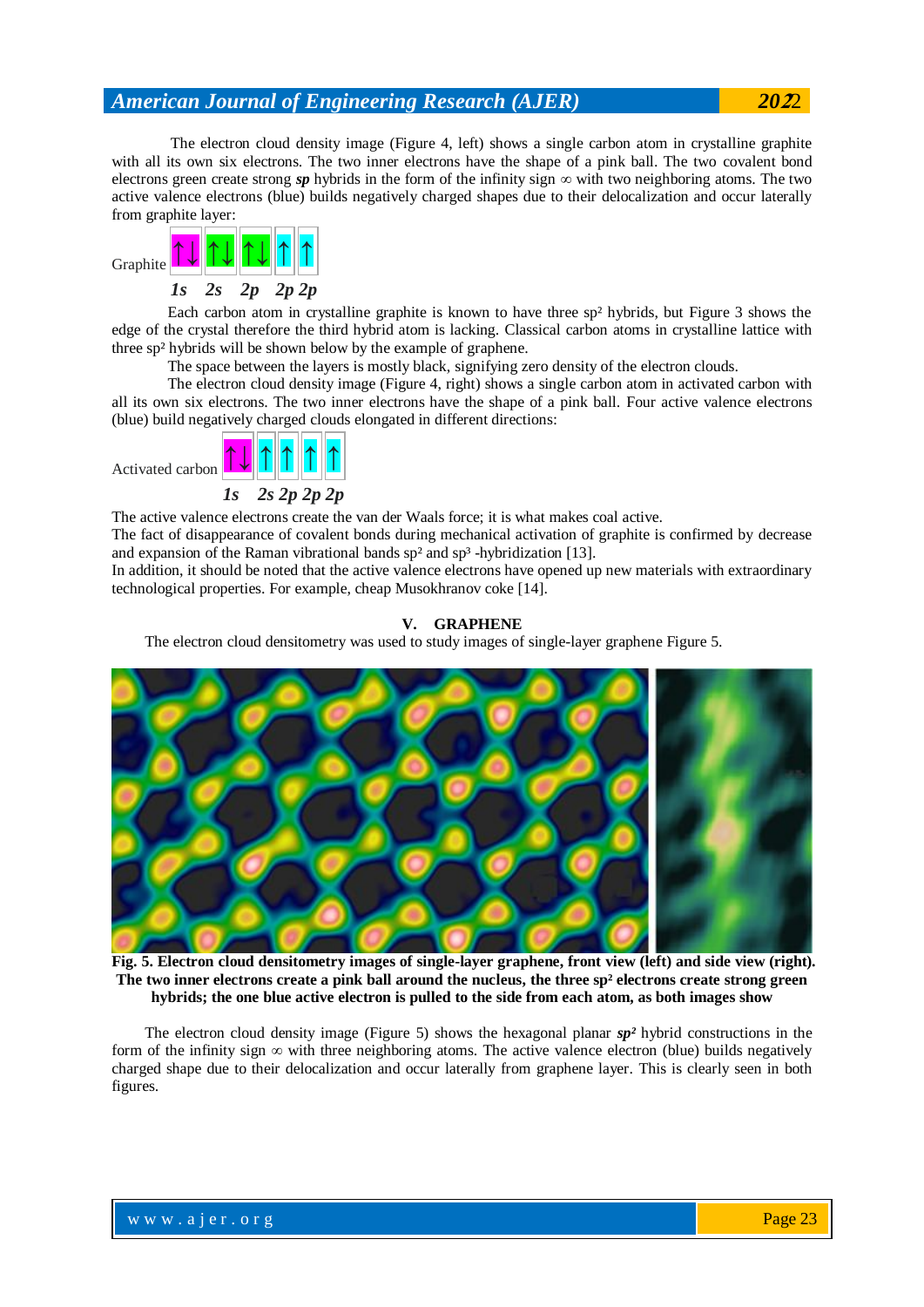The electron cloud density image (Figure 4, left) shows a single carbon atom in crystalline graphite with all its own six electrons. The two inner electrons have the shape of a pink ball. The two covalent bond electrons green create strong ***sp*** hybrids in the form of the infinity sign ∞ with two neighboring atoms. The two active valence electrons (blue) builds negatively charged shapes due to their delocalization and occur laterally from graphite layer:

| Graphite | ↑↓ | ↑↓ | ↑↓ | ↑ | ↑ |
|---|---|---|---|---|---|
| | ***1s*** | ***2s*** | ***2p*** | ***2p*** | ***2p*** |

Each carbon atom in crystalline graphite is known to have three $sp^2$ hybrids, but Figure 3 shows the edge of the crystal therefore the third hybrid atom is lacking. Classical carbon atoms in crystalline lattice with three $sp^2$ hybrids will be shown below by the example of graphene.

The space between the layers is mostly black, signifying zero density of the electron clouds.

The electron cloud density image (Figure 4, right) shows a single carbon atom in activated carbon with all its own six electrons. The two inner electrons have the shape of a pink ball. Four active valence electrons (blue) build negatively charged clouds elongated in different directions:

| Activated carbon | ↑↓ | ↑ | ↑ | ↑ | ↑ |
|---|---|---|---|---|---|
| | ***1s*** | ***2s*** | ***2p*** | ***2p*** | ***2p*** |

The active valence electrons create the van der Waals force; it is what makes coal active.
The fact of disappearance of covalent bonds during mechanical activation of graphite is confirmed by decrease and expansion of the Raman vibrational bands $sp^2$ and $sp^3$ -hybridization [13].
In addition, it should be noted that the active valence electrons have opened up new materials with extraordinary technological properties. For example, cheap Musokhranov coke [14].

## V. GRAPHENE

The electron cloud densitometry was used to study images of single-layer graphene Figure 5.

**Fig. 5. Electron cloud densitometry images of single-layer graphene, front view (left) and side view (right). The two inner electrons create a pink ball around the nucleus, the three $sp^2$ electrons create strong green hybrids; the one blue active electron is pulled to the side from each atom, as both images show**

The electron cloud density image (Figure 5) shows the hexagonal planar ***$sp^2$*** hybrid constructions in the form of the infinity sign ∞ with three neighboring atoms. The active valence electron (blue) builds negatively charged shape due to their delocalization and occur laterally from graphene layer. This is clearly seen in both figures.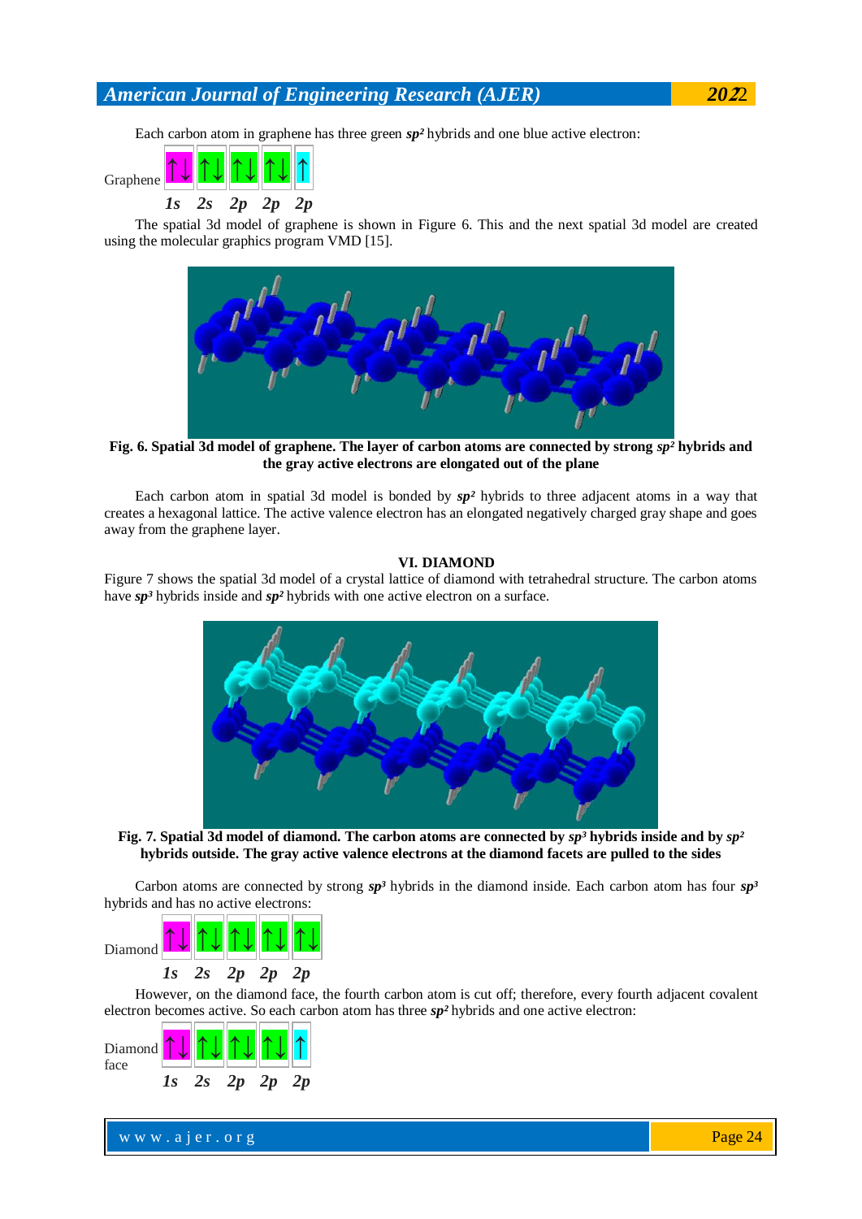Each carbon atom in graphene has three green $sp^2$ hybrids and one blue active electron:

| Graphene | ↑↓ | ↑↓ | ↑↓ | ↑↓ | ↑ |
|---|---|---|---|---|---|
| | *1s* | *2s* | *2p* | *2p* | *2p* |

The spatial 3d model of graphene is shown in Figure 6. This and the next spatial 3d model are created using the molecular graphics program VMD [15].

**Fig. 6. Spatial 3d model of graphene. The layer of carbon atoms are connected by strong $sp^2$ hybrids and the gray active electrons are elongated out of the plane**

Each carbon atom in spatial 3d model is bonded by $sp^2$ hybrids to three adjacent atoms in a way that creates a hexagonal lattice. The active valence electron has an elongated negatively charged gray shape and goes away from the graphene layer.

## VI. DIAMOND

Figure 7 shows the spatial 3d model of a crystal lattice of diamond with tetrahedral structure. The carbon atoms have $sp^3$ hybrids inside and $sp^2$ hybrids with one active electron on a surface.

**Fig. 7. Spatial 3d model of diamond. The carbon atoms are connected by $sp^3$ hybrids inside and by $sp^2$ hybrids outside. The gray active valence electrons at the diamond facets are pulled to the sides**

Carbon atoms are connected by strong $sp^3$ hybrids in the diamond inside. Each carbon atom has four $sp^3$ hybrids and has no active electrons:

| Diamond | ↑↓ | ↑↓ | ↑↓ | ↑↓ | ↑↓ |
|---|---|---|---|---|---|
| | *1s* | *2s* | *2p* | *2p* | *2p* |

However, on the diamond face, the fourth carbon atom is cut off; therefore, every fourth adjacent covalent electron becomes active. So each carbon atom has three $sp^2$ hybrids and one active electron:

| Diamond face | ↑↓ | ↑↓ | ↑↓ | ↑↓ | ↑ |
|---|---|---|---|---|---|
| | *1s* | *2s* | *2p* | *2p* | *2p* |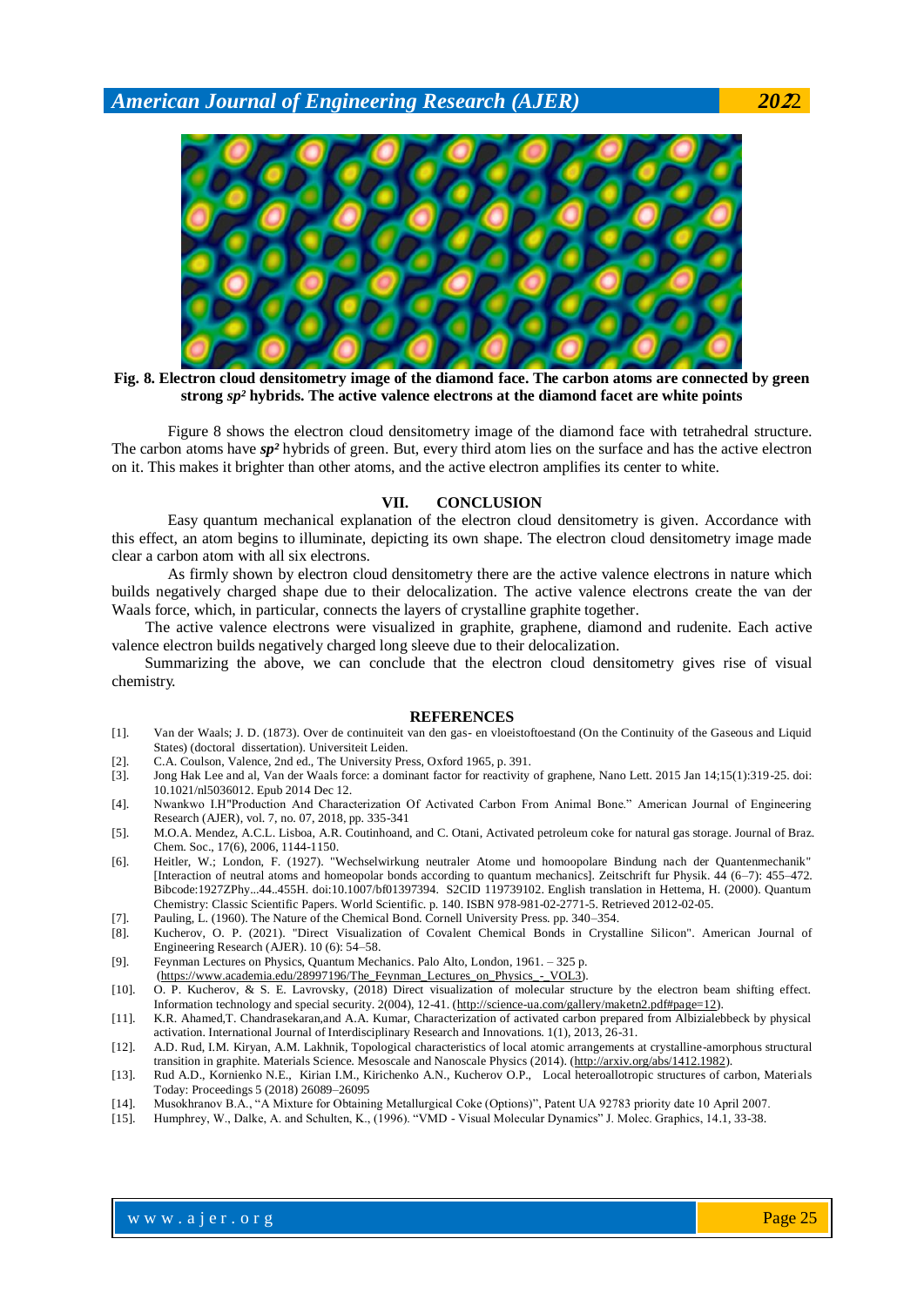**Fig. 8. Electron cloud densitometry image of the diamond face. The carbon atoms are connected by green strong *sp²* hybrids. The active valence electrons at the diamond facet are white points**

Figure 8 shows the electron cloud densitometry image of the diamond face with tetrahedral structure. The carbon atoms have ***sp²*** hybrids of green. But, every third atom lies on the surface and has the active electron on it. This makes it brighter than other atoms, and the active electron amplifies its center to white.

## VII. CONCLUSION

Easy quantum mechanical explanation of the electron cloud densitometry is given. Accordance with this effect, an atom begins to illuminate, depicting its own shape. The electron cloud densitometry image made clear a carbon atom with all six electrons.

As firmly shown by electron cloud densitometry there are the active valence electrons in nature which builds negatively charged shape due to their delocalization. The active valence electrons create the van der Waals force, which, in particular, connects the layers of crystalline graphite together.

The active valence electrons were visualized in graphite, graphene, diamond and rudenite. Each active valence electron builds negatively charged long sleeve due to their delocalization.

Summarizing the above, we can conclude that the electron cloud densitometry gives rise of visual chemistry.

## REFERENCES

[1]. Van der Waals; J. D. (1873). Over de continuiteit van den gas- en vloeistoftoestand (On the Continuity of the Gaseous and Liquid States) (doctoral dissertation). Universiteit Leiden.

[2]. C.A. Coulson, Valence, 2nd ed., The University Press, Oxford 1965, p. 391.

[3]. Jong Hak Lee and al, Van der Waals force: a dominant factor for reactivity of graphene, Nano Lett. 2015 Jan 14;15(1):319-25. doi: 10.1021/nl5036012. Epub 2014 Dec 12.

[4]. Nwankwo I.H"Production And Characterization Of Activated Carbon From Animal Bone." American Journal of Engineering Research (AJER), vol. 7, no. 07, 2018, pp. 335-341

[5]. M.O.A. Mendez, A.C.L. Lisboa, A.R. Coutinhoand, and C. Otani, Activated petroleum coke for natural gas storage. Journal of Braz. Chem. Soc., 17(6), 2006, 1144-1150.

[6]. Heitler, W.; London, F. (1927). "Wechselwirkung neutraler Atome und homoopolare Bindung nach der Quantenmechanik" [Interaction of neutral atoms and homeopolar bonds according to quantum mechanics]. Zeitschrift fur Physik. 44 (6–7): 455–472. Bibcode:1927ZPhy...44..455H. doi:10.1007/bf01397394. S2CID 119739102. English translation in Hettema, H. (2000). Quantum Chemistry: Classic Scientific Papers. World Scientific. p. 140. ISBN 978-981-02-2771-5. Retrieved 2012-02-05.

[7]. Pauling, L. (1960). The Nature of the Chemical Bond. Cornell University Press. pp. 340–354.

[8]. Kucherov, O. P. (2021). "Direct Visualization of Covalent Chemical Bonds in Crystalline Silicon". American Journal of Engineering Research (AJER). 10 (6): 54–58.

[9]. Feynman Lectures on Physics, Quantum Mechanics. Palo Alto, London, 1961. – 325 p. (https://www.academia.edu/28997196/The_Feynman_Lectures_on_Physics_-_VOL3).

[10]. O. P. Kucherov, & S. E. Lavrovsky, (2018) Direct visualization of molecular structure by the electron beam shifting effect. Information technology and special security. 2(004), 12-41. (http://science-ua.com/gallery/maketn2.pdf#page=12).

[11]. K.R. Ahamed,T. Chandrasekaran,and A.A. Kumar, Characterization of activated carbon prepared from Albizialebbeck by physical activation. International Journal of Interdisciplinary Research and Innovations. 1(1), 2013, 26-31.

[12]. A.D. Rud, I.M. Kiryan, A.M. Lakhnik, Topological characteristics of local atomic arrangements at crystalline-amorphous structural transition in graphite. Materials Science. Mesoscale and Nanoscale Physics (2014). (http://arxiv.org/abs/1412.1982).

[13]. Rud A.D., Kornienko N.E., Kirian I.M., Kirichenko A.N., Kucherov O.P., Local heteroallotropic structures of carbon, Materials Today: Proceedings 5 (2018) 26089–26095

[14]. Musokhranov B.A., "A Mixture for Obtaining Metallurgical Coke (Options)", Patent UA 92783 priority date 10 April 2007.

[15]. Humphrey, W., Dalke, A. and Schulten, K., (1996). "VMD - Visual Molecular Dynamics" J. Molec. Graphics, 14.1, 33-38.